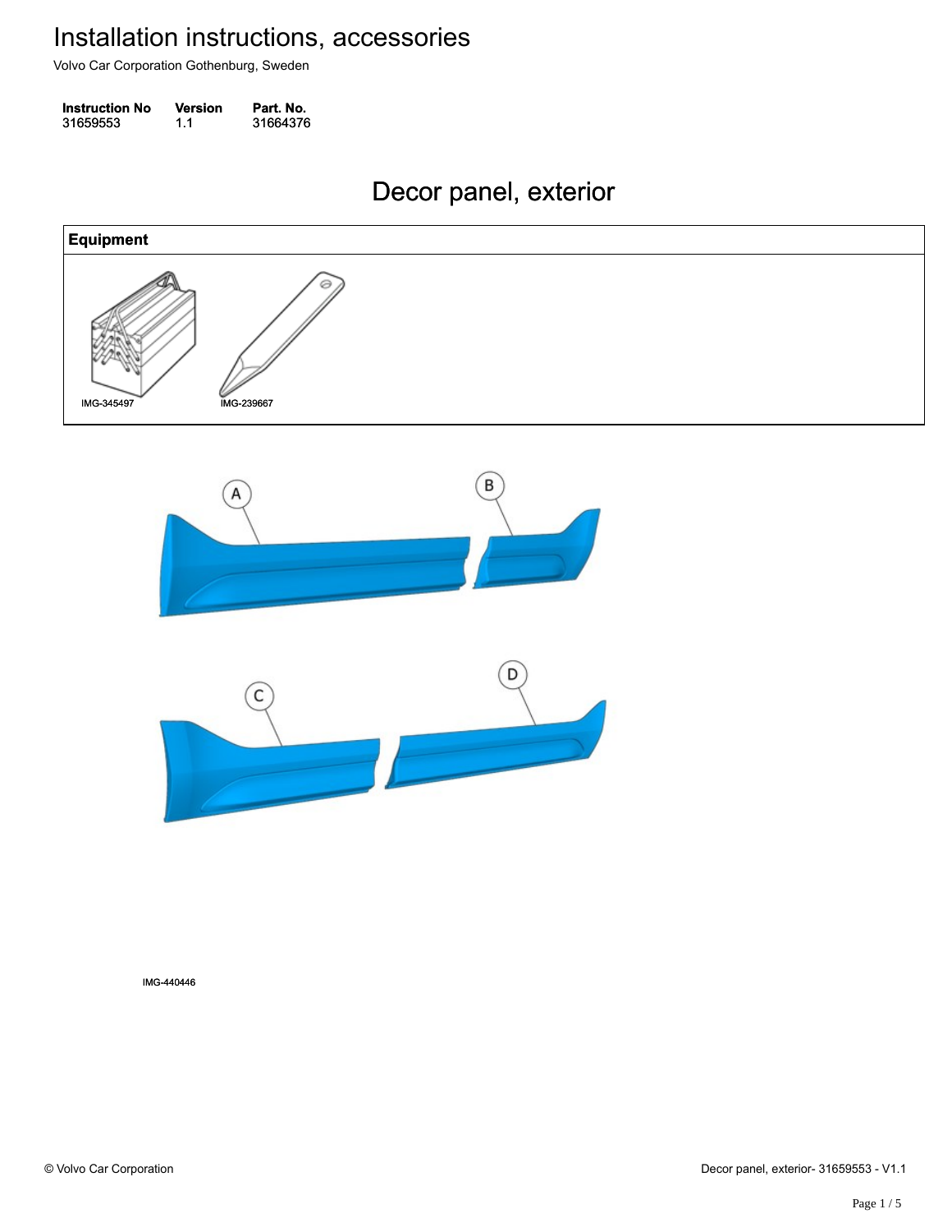# Installation instructions, accessories

Volvo Car Corporation Gothenburg, Sweden

| Instruction No | Version | Part. No. |
| --- | --- | --- |
| 31659553 | 1.1 | 31664376 |

## Decor panel, exterior

| Equipment |
| --- |
| IMG-345497 IMG-239667 |

A B C D

IMG-440446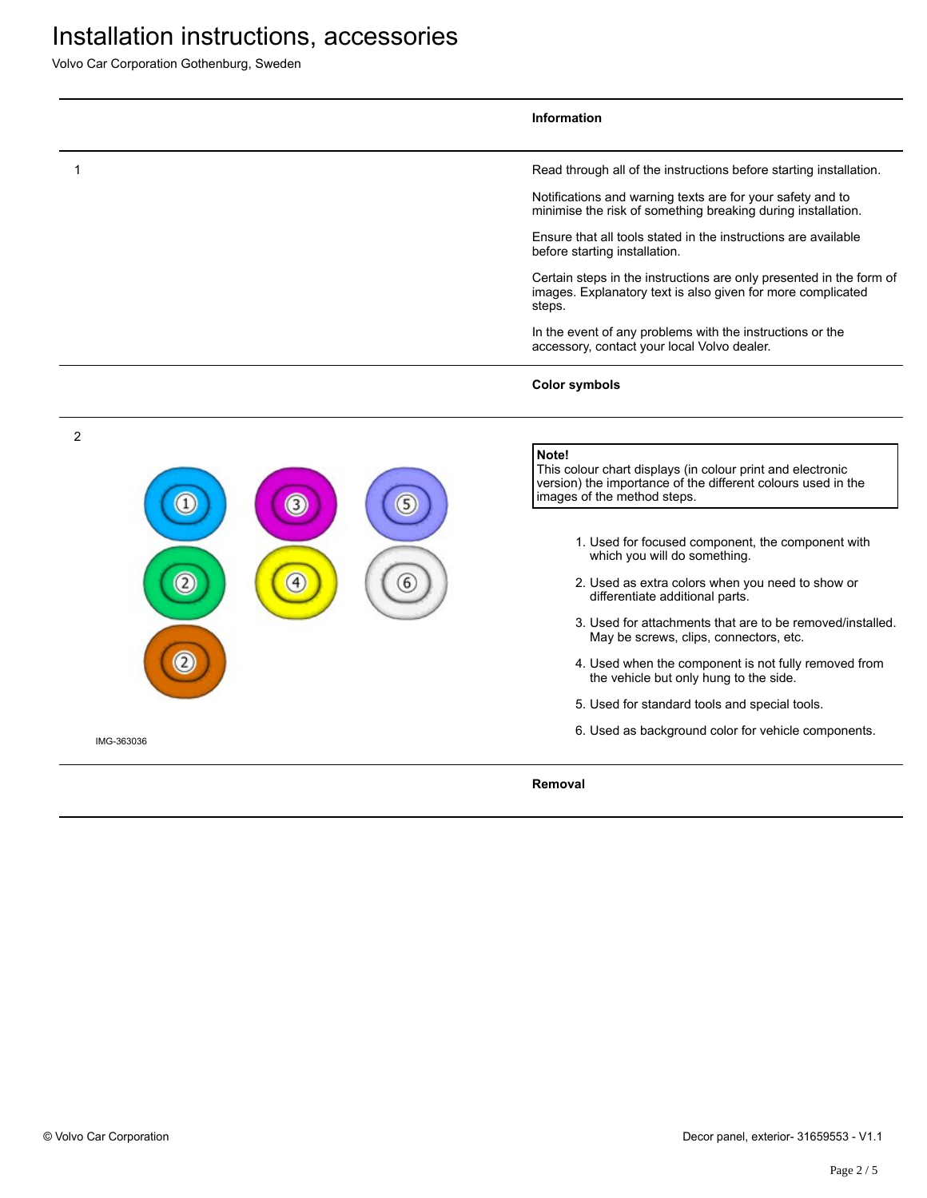# Installation instructions, accessories

Volvo Car Corporation Gothenburg, Sweden

## Information

1

Read through all of the instructions before starting installation.

Notifications and warning texts are for your safety and to minimise the risk of something breaking during installation.

Ensure that all tools stated in the instructions are available before starting installation.

Certain steps in the instructions are only presented in the form of images. Explanatory text is also given for more complicated steps.

In the event of any problems with the instructions or the accessory, contact your local Volvo dealer.

## Color symbols

2

IMG-363036

**Note!**
This colour chart displays (in colour print and electronic version) the importance of the different colours used in the images of the method steps.

1. Used for focused component, the component with which you will do something.
2. Used as extra colors when you need to show or differentiate additional parts.
3. Used for attachments that are to be removed/installed. May be screws, clips, connectors, etc.
4. Used when the component is not fully removed from the vehicle but only hung to the side.
5. Used for standard tools and special tools.
6. Used as background color for vehicle components.

## Removal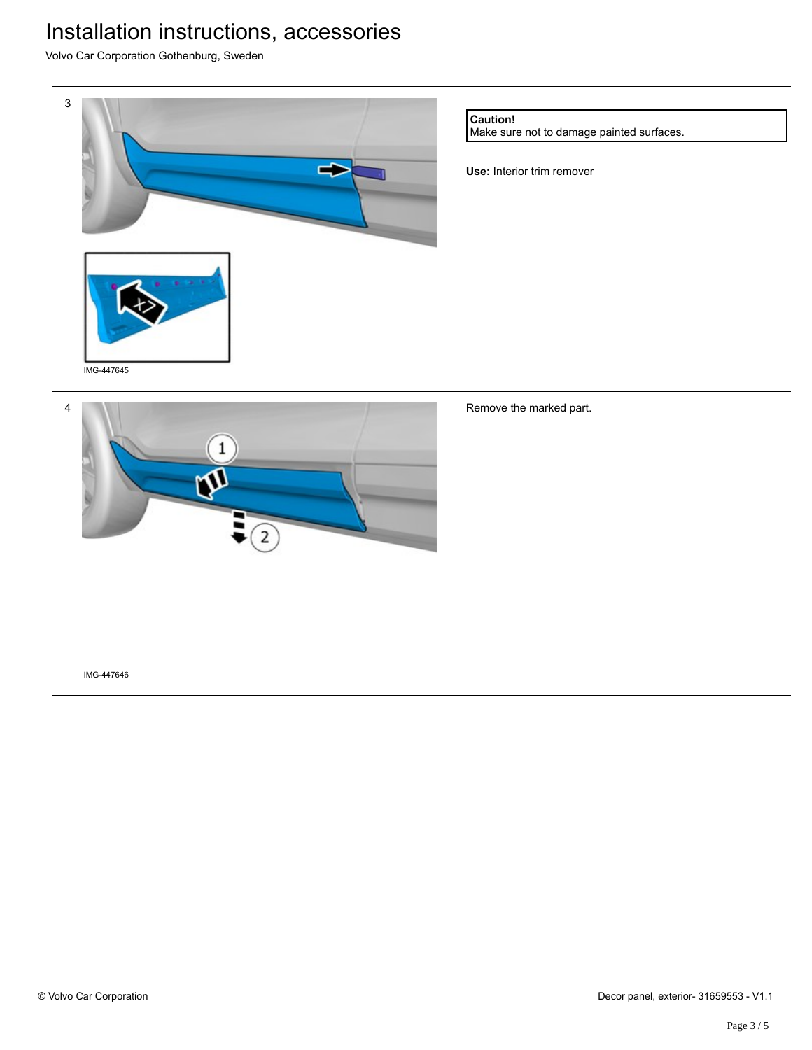3

IMG-447645

**Caution!**
Make sure not to damage painted surfaces.

**Use:** Interior trim remover

4

IMG-447646

Remove the marked part.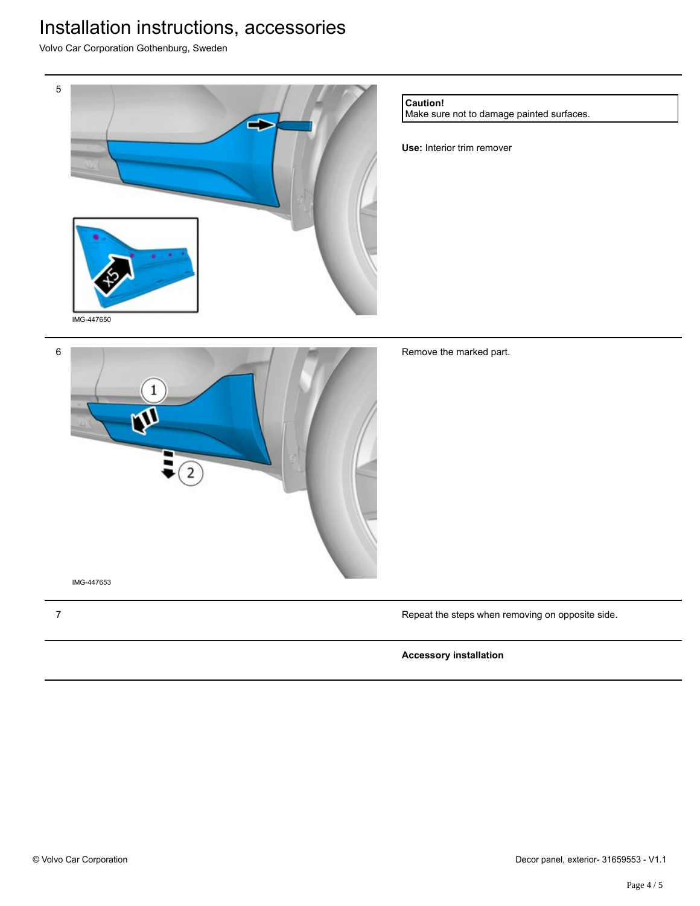# Installation instructions, accessories

Volvo Car Corporation Gothenburg, Sweden

---

5

IMG-447650

**Caution!**
Make sure not to damage painted surfaces.

**Use:** Interior trim remover

---

6

IMG-447653

Remove the marked part.

---

7

Repeat the steps when removing on opposite side.

---

**Accessory installation**

---

© Volvo Car Corporation

Decor panel, exterior- 31659553 - V1.1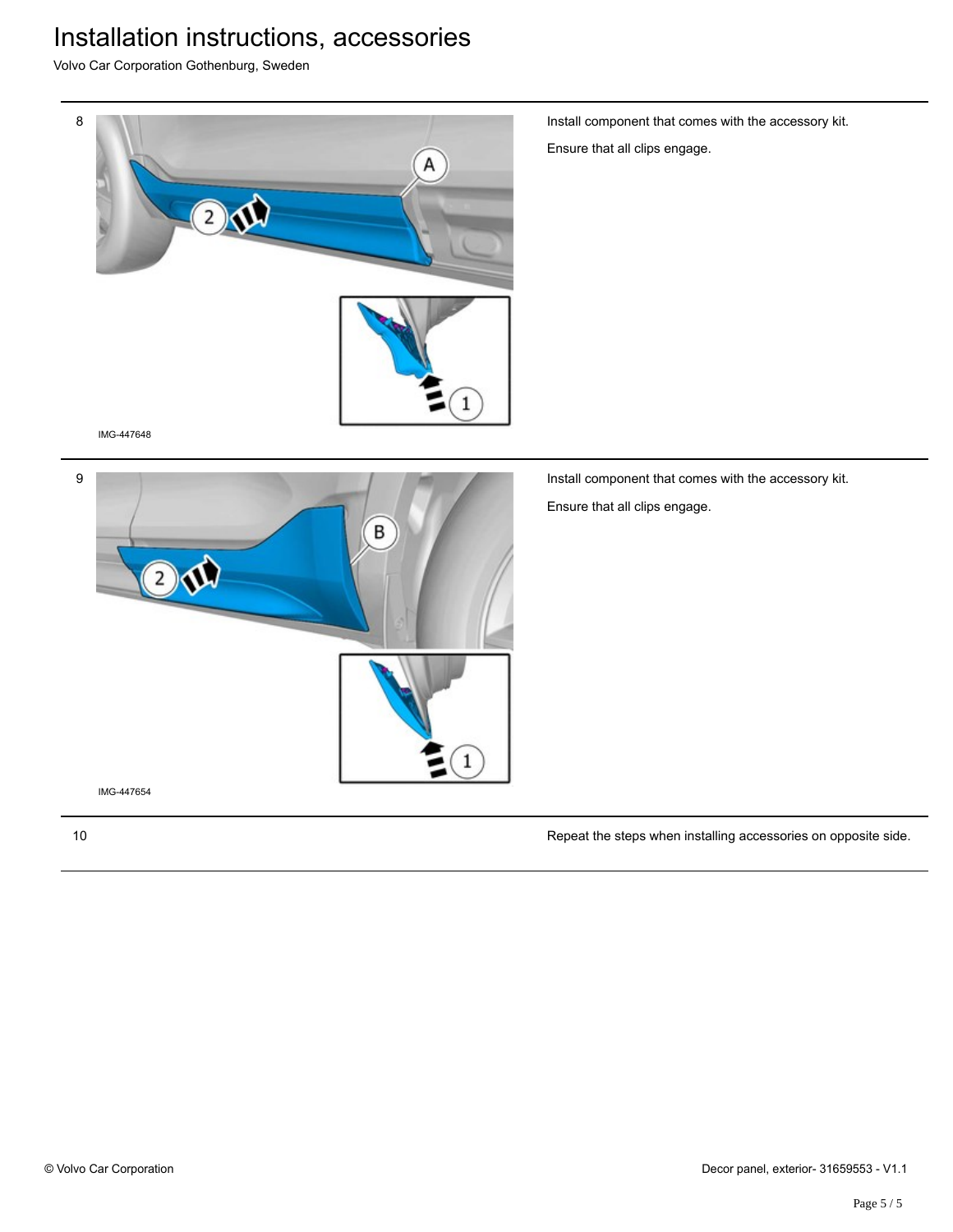8

IMG-447648

Install component that comes with the accessory kit.

Ensure that all clips engage.

9

IMG-447654

Install component that comes with the accessory kit.

Ensure that all clips engage.

10

Repeat the steps when installing accessories on opposite side.